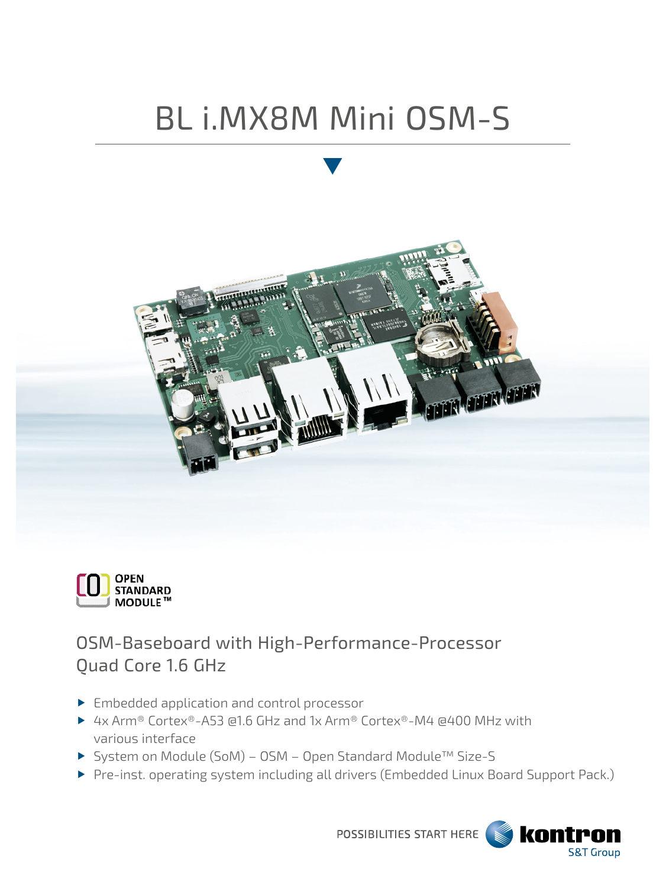# BL i.MX8M Mini OSM-S

OPEN STANDARD MODULE™

## OSM-Baseboard with High-Performance-Processor Quad Core 1.6 GHz

- Embedded application and control processor
- 4x Arm® Cortex®-A53 @1.6 GHz and 1x Arm® Cortex®-M4 @400 MHz with various interface
- System on Module (SoM) – OSM – Open Standard Module™ Size-S
- Pre-inst. operating system including all drivers (Embedded Linux Board Support Pack.)

POSSIBILITIES START HERE kontron S&T Group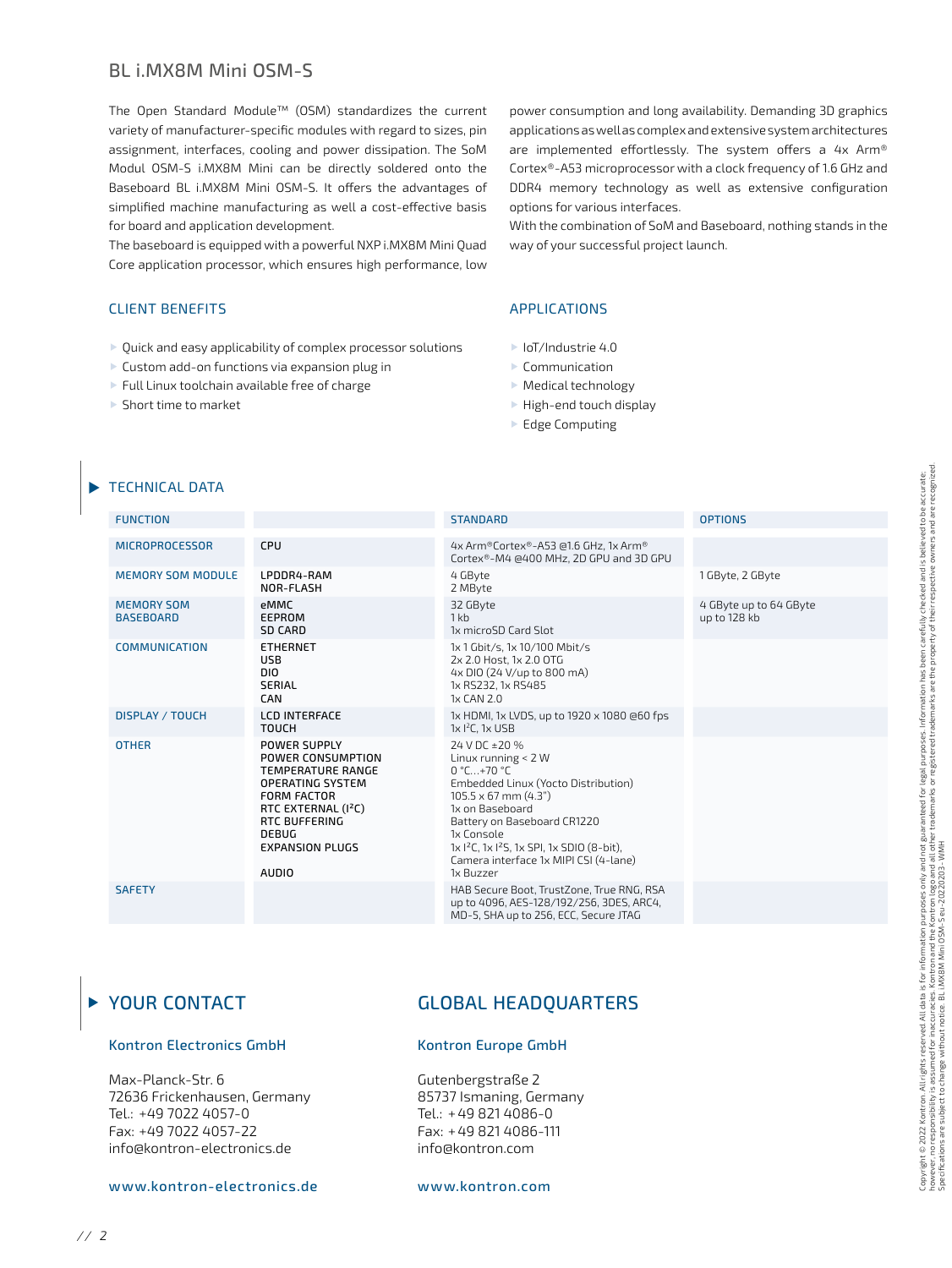# BL i.MX8M Mini OSM-S

The Open Standard Module™ (OSM) standardizes the current variety of manufacturer-specific modules with regard to sizes, pin assignment, interfaces, cooling and power dissipation. The SoM Modul OSM-S i.MX8M Mini can be directly soldered onto the Baseboard BL i.MX8M Mini OSM-S. It offers the advantages of simplified machine manufacturing as well a cost-effective basis for board and application development.

The baseboard is equipped with a powerful NXP i.MX8M Mini Quad Core application processor, which ensures high performance, low power consumption and long availability. Demanding 3D graphics applications as well as complex and extensive system architectures are implemented effortlessly. The system offers a 4x Arm® Cortex®-A53 microprocessor with a clock frequency of 1.6 GHz and DDR4 memory technology as well as extensive configuration options for various interfaces.

With the combination of SoM and Baseboard, nothing stands in the way of your successful project launch.

## CLIENT BENEFITS

- Quick and easy applicability of complex processor solutions
- Custom add-on functions via expansion plug in
- Full Linux toolchain available free of charge
- Short time to market

## APPLICATIONS

- IoT/Industrie 4.0
- Communication
- Medical technology
- High-end touch display
- Edge Computing

## TECHNICAL DATA

| FUNCTION | | STANDARD | OPTIONS |
|---|---|---|---|
| MICROPROCESSOR | CPU | 4x Arm®Cortex®-A53 @1.6 GHz, 1x Arm® Cortex®-M4 @400 MHz, 2D GPU and 3D GPU | |
| MEMORY SOM MODULE | LPDDR4-RAM<br>NOR-FLASH | 4 GByte<br>2 MByte | 1 GByte, 2 GByte |
| MEMORY SOM BASEBOARD | eMMC<br>EEPROM<br>SD CARD | 32 GByte<br>1 kb<br>1x microSD Card Slot | 4 GByte up to 64 GByte<br>up to 128 kb |
| COMMUNICATION | ETHERNET<br>USB<br>DIO<br>SERIAL<br>CAN | 1x 1 Gbit/s, 1x 10/100 Mbit/s<br>2x 2.0 Host, 1x 2.0 OTG<br>4x DIO (24 V/up to 800 mA)<br>1x RS232, 1x RS485<br>1x CAN 2.0 | |
| DISPLAY / TOUCH | LCD INTERFACE<br>TOUCH | 1x HDMI, 1x LVDS, up to 1920 x 1080 @60 fps<br>1x I²C, 1x USB | |
| OTHER | POWER SUPPLY<br>POWER CONSUMPTION<br>TEMPERATURE RANGE<br>OPERATING SYSTEM<br>FORM FACTOR<br>RTC EXTERNAL (I²C)<br>RTC BUFFERING<br>DEBUG<br>EXPANSION PLUGS<br><br>AUDIO | 24 V DC ±20 %<br>Linux running < 2 W<br>0 °C…+70 °C<br>Embedded Linux (Yocto Distribution)<br>105.5 x 67 mm (4.3")<br>1x on Baseboard<br>Battery on Baseboard CR1220<br>1x Console<br>1x I²C, 1x I²S, 1x SPI, 1x SDIO (8-bit), Camera interface 1x MIPI CSI (4-lane)<br>1x Buzzer | |
| SAFETY | | HAB Secure Boot, TrustZone, True RNG, RSA up to 4096, AES-128/192/256, 3DES, ARC4, MD-5, SHA up to 256, ECC, Secure JTAG | |

## YOUR CONTACT

### Kontron Electronics GmbH

Max-Planck-Str. 6
72636 Frickenhausen, Germany
Tel.: +49 7022 4057-0
Fax: +49 7022 4057-22
info@kontron-electronics.de

www.kontron-electronics.de

## GLOBAL HEADQUARTERS

### Kontron Europe GmbH

Gutenbergstraße 2
85737 Ismaning, Germany
Tel.: + 49 821 4086-0
Fax: + 49 821 4086-111
info@kontron.com

www.kontron.com

Copyright © 2022 Kontron. All rights reserved. All data is for information purposes only and not guaranteed for legal purposes. Information has been carefully checked and is believed to be accurate; however, no responsibility is assumed for inaccuracies. Kontron and the Kontron logo and all other trademarks or registered trademarks are the property of their respective owners and are recognized. Specifications are subject to change without notice. BL i.MX8M Mini OSM-S-eu-20220203 - WMH